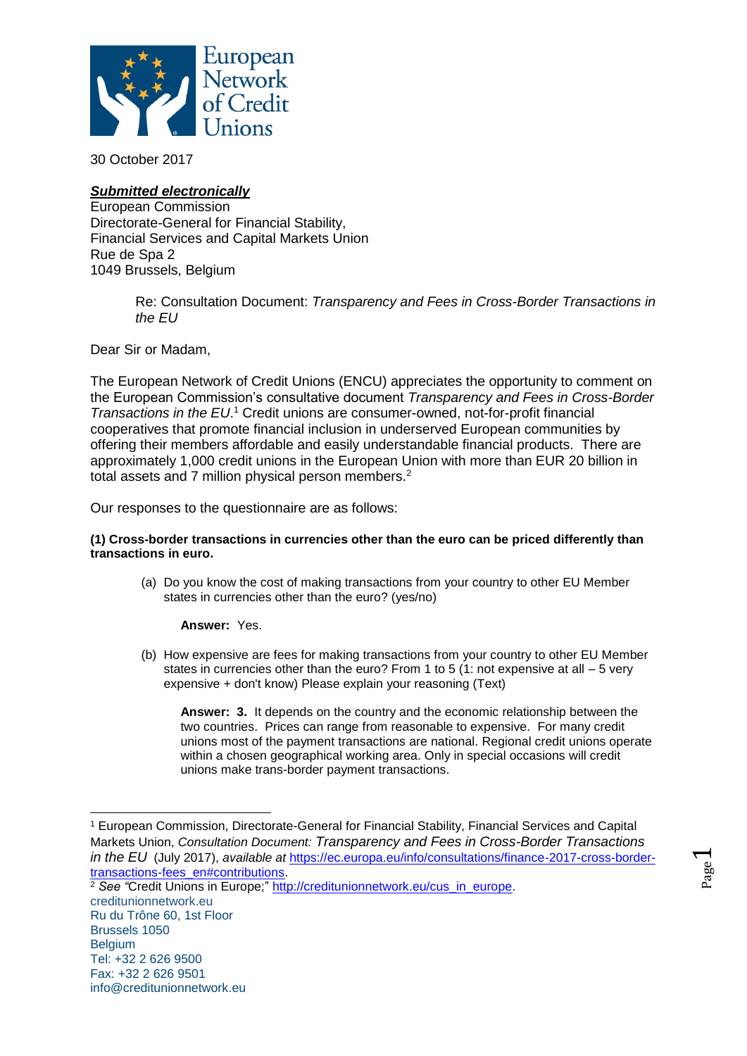European Network of Credit Unions

30 October 2017

***Submitted electronically***
European Commission
Directorate-General for Financial Stability,
Financial Services and Capital Markets Union
Rue de Spa 2
1049 Brussels, Belgium

> Re: Consultation Document: *Transparency and Fees in Cross-Border Transactions in the EU*

Dear Sir or Madam,

The European Network of Credit Unions (ENCU) appreciates the opportunity to comment on the European Commission's consultative document *Transparency and Fees in Cross-Border Transactions in the EU*.[1] Credit unions are consumer-owned, not-for-profit financial cooperatives that promote financial inclusion in underserved European communities by offering their members affordable and easily understandable financial products. There are approximately 1,000 credit unions in the European Union with more than EUR 20 billion in total assets and 7 million physical person members.[2]

Our responses to the questionnaire are as follows:

**(1) Cross-border transactions in currencies other than the euro can be priced differently than transactions in euro.**

(a) Do you know the cost of making transactions from your country to other EU Member states in currencies other than the euro? (yes/no)

**Answer:** Yes.

(b) How expensive are fees for making transactions from your country to other EU Member states in currencies other than the euro? From 1 to 5 (1: not expensive at all – 5 very expensive + don't know) Please explain your reasoning (Text)

**Answer: 3.** It depends on the country and the economic relationship between the two countries. Prices can range from reasonable to expensive. For many credit unions most of the payment transactions are national. Regional credit unions operate within a chosen geographical working area. Only in special occasions will credit unions make trans-border payment transactions.

---

[1] European Commission, Directorate-General for Financial Stability, Financial Services and Capital Markets Union, *Consultation Document: Transparency and Fees in Cross-Border Transactions in the EU* (July 2017), *available at* [https://ec.europa.eu/info/consultations/finance-2017-cross-border-transactions-fees_en#contributions](https://ec.europa.eu/info/consultations/finance-2017-cross-border-transactions-fees_en#contributions).

[2] *See* "Credit Unions in Europe;" [http://creditunionnetwork.eu/cus_in_europe](http://creditunionnetwork.eu/cus_in_europe).

creditunionnetwork.eu
Ru du Trône 60, 1st Floor
Brussels 1050
Belgium
Tel: +32 2 626 9500
Fax: +32 2 626 9501
info@creditunionnetwork.eu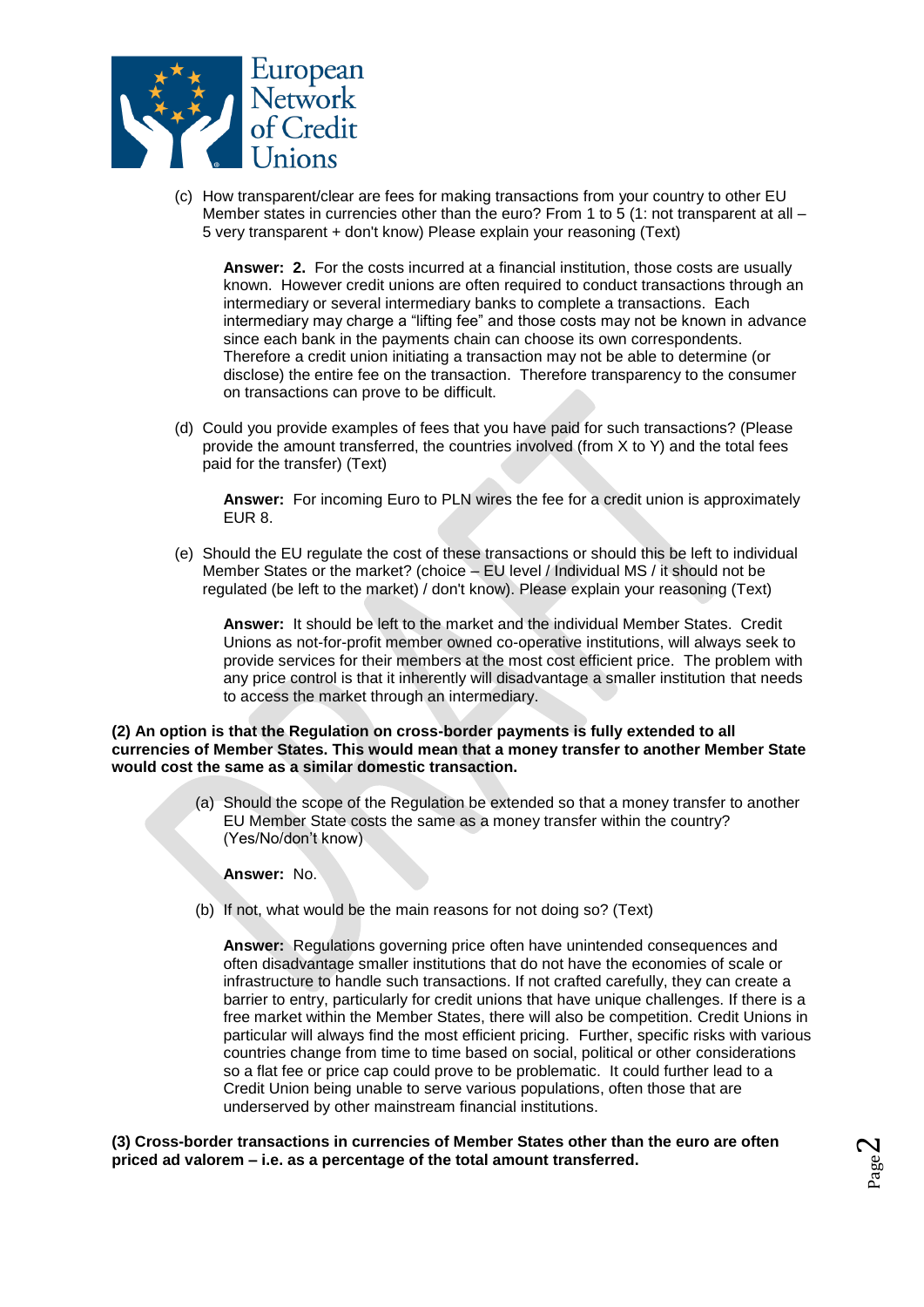(c) How transparent/clear are fees for making transactions from your country to other EU Member states in currencies other than the euro? From 1 to 5 (1: not transparent at all – 5 very transparent + don't know) Please explain your reasoning (Text)

> **Answer: 2.** For the costs incurred at a financial institution, those costs are usually known. However credit unions are often required to conduct transactions through an intermediary or several intermediary banks to complete a transactions. Each intermediary may charge a "lifting fee" and those costs may not be known in advance since each bank in the payments chain can choose its own correspondents. Therefore a credit union initiating a transaction may not be able to determine (or disclose) the entire fee on the transaction. Therefore transparency to the consumer on transactions can prove to be difficult.

(d) Could you provide examples of fees that you have paid for such transactions? (Please provide the amount transferred, the countries involved (from X to Y) and the total fees paid for the transfer) (Text)

> **Answer:** For incoming Euro to PLN wires the fee for a credit union is approximately EUR 8.

(e) Should the EU regulate the cost of these transactions or should this be left to individual Member States or the market? (choice – EU level / Individual MS / it should not be regulated (be left to the market) / don't know). Please explain your reasoning (Text)

> **Answer:** It should be left to the market and the individual Member States. Credit Unions as not-for-profit member owned co-operative institutions, will always seek to provide services for their members at the most cost efficient price. The problem with any price control is that it inherently will disadvantage a smaller institution that needs to access the market through an intermediary.

**(2) An option is that the Regulation on cross-border payments is fully extended to all currencies of Member States. This would mean that a money transfer to another Member State would cost the same as a similar domestic transaction.**

(a) Should the scope of the Regulation be extended so that a money transfer to another EU Member State costs the same as a money transfer within the country? (Yes/No/don't know)

> **Answer:** No.

(b) If not, what would be the main reasons for not doing so? (Text)

> **Answer:** Regulations governing price often have unintended consequences and often disadvantage smaller institutions that do not have the economies of scale or infrastructure to handle such transactions. If not crafted carefully, they can create a barrier to entry, particularly for credit unions that have unique challenges. If there is a free market within the Member States, there will also be competition. Credit Unions in particular will always find the most efficient pricing. Further, specific risks with various countries change from time to time based on social, political or other considerations so a flat fee or price cap could prove to be problematic. It could further lead to a Credit Union being unable to serve various populations, often those that are underserved by other mainstream financial institutions.

**(3) Cross-border transactions in currencies of Member States other than the euro are often priced ad valorem – i.e. as a percentage of the total amount transferred.**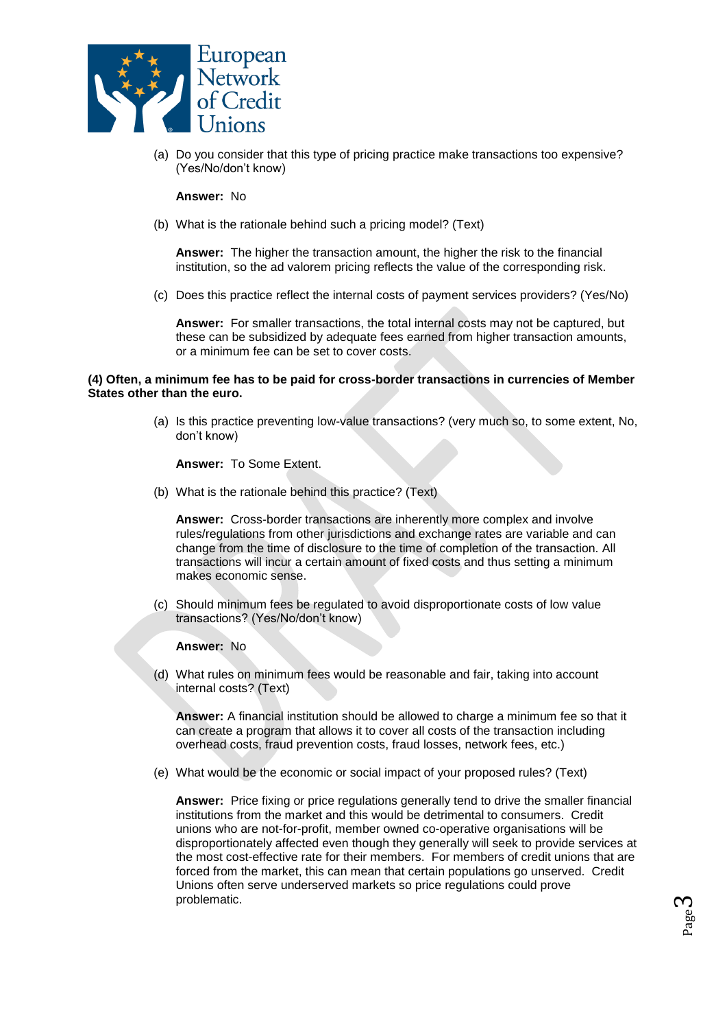(a) Do you consider that this type of pricing practice make transactions too expensive? (Yes/No/don't know)

**Answer:** No

(b) What is the rationale behind such a pricing model? (Text)

**Answer:** The higher the transaction amount, the higher the risk to the financial institution, so the ad valorem pricing reflects the value of the corresponding risk.

(c) Does this practice reflect the internal costs of payment services providers? (Yes/No)

**Answer:** For smaller transactions, the total internal costs may not be captured, but these can be subsidized by adequate fees earned from higher transaction amounts, or a minimum fee can be set to cover costs.

**(4) Often, a minimum fee has to be paid for cross-border transactions in currencies of Member States other than the euro.**

(a) Is this practice preventing low-value transactions? (very much so, to some extent, No, don't know)

**Answer:** To Some Extent.

(b) What is the rationale behind this practice? (Text)

**Answer:** Cross-border transactions are inherently more complex and involve rules/regulations from other jurisdictions and exchange rates are variable and can change from the time of disclosure to the time of completion of the transaction. All transactions will incur a certain amount of fixed costs and thus setting a minimum makes economic sense.

(c) Should minimum fees be regulated to avoid disproportionate costs of low value transactions? (Yes/No/don't know)

**Answer:** No

(d) What rules on minimum fees would be reasonable and fair, taking into account internal costs? (Text)

**Answer:** A financial institution should be allowed to charge a minimum fee so that it can create a program that allows it to cover all costs of the transaction including overhead costs, fraud prevention costs, fraud losses, network fees, etc.)

(e) What would be the economic or social impact of your proposed rules? (Text)

**Answer:** Price fixing or price regulations generally tend to drive the smaller financial institutions from the market and this would be detrimental to consumers. Credit unions who are not-for-profit, member owned co-operative organisations will be disproportionately affected even though they generally will seek to provide services at the most cost-effective rate for their members. For members of credit unions that are forced from the market, this can mean that certain populations go unserved. Credit Unions often serve underserved markets so price regulations could prove problematic.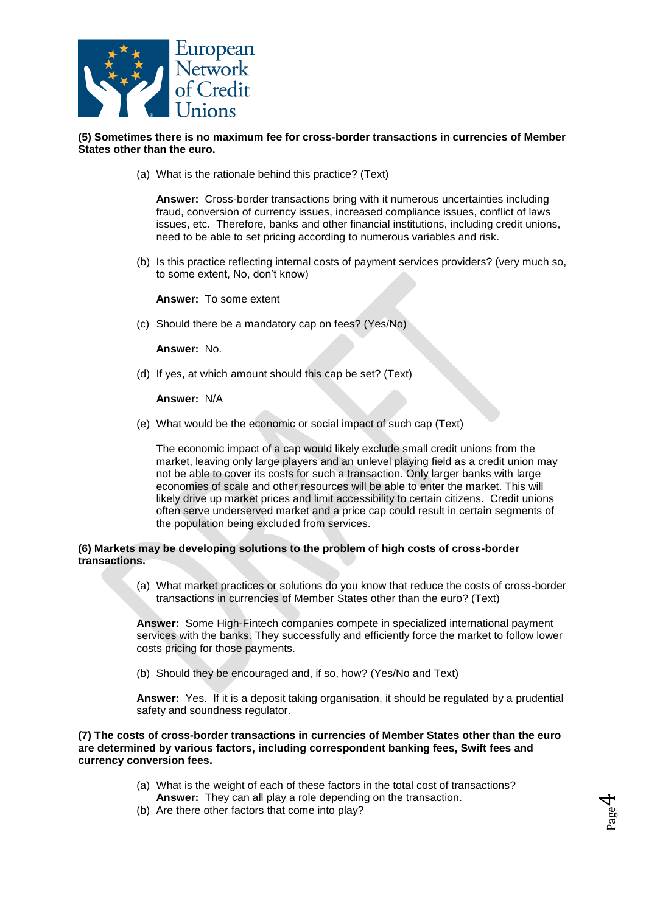**(5) Sometimes there is no maximum fee for cross-border transactions in currencies of Member States other than the euro.**

(a) What is the rationale behind this practice? (Text)

**Answer:** Cross-border transactions bring with it numerous uncertainties including fraud, conversion of currency issues, increased compliance issues, conflict of laws issues, etc. Therefore, banks and other financial institutions, including credit unions, need to be able to set pricing according to numerous variables and risk.

(b) Is this practice reflecting internal costs of payment services providers? (very much so, to some extent, No, don't know)

**Answer:** To some extent

(c) Should there be a mandatory cap on fees? (Yes/No)

**Answer:** No.

(d) If yes, at which amount should this cap be set? (Text)

**Answer:** N/A

(e) What would be the economic or social impact of such cap (Text)

The economic impact of a cap would likely exclude small credit unions from the market, leaving only large players and an unlevel playing field as a credit union may not be able to cover its costs for such a transaction. Only larger banks with large economies of scale and other resources will be able to enter the market. This will likely drive up market prices and limit accessibility to certain citizens. Credit unions often serve underserved market and a price cap could result in certain segments of the population being excluded from services.

**(6) Markets may be developing solutions to the problem of high costs of cross-border transactions.**

(a) What market practices or solutions do you know that reduce the costs of cross-border transactions in currencies of Member States other than the euro? (Text)

**Answer:** Some High-Fintech companies compete in specialized international payment services with the banks. They successfully and efficiently force the market to follow lower costs pricing for those payments.

(b) Should they be encouraged and, if so, how? (Yes/No and Text)

**Answer:** Yes. If it is a deposit taking organisation, it should be regulated by a prudential safety and soundness regulator.

**(7) The costs of cross-border transactions in currencies of Member States other than the euro are determined by various factors, including correspondent banking fees, Swift fees and currency conversion fees.**

(a) What is the weight of each of these factors in the total cost of transactions?
**Answer:** They can all play a role depending on the transaction.

(b) Are there other factors that come into play?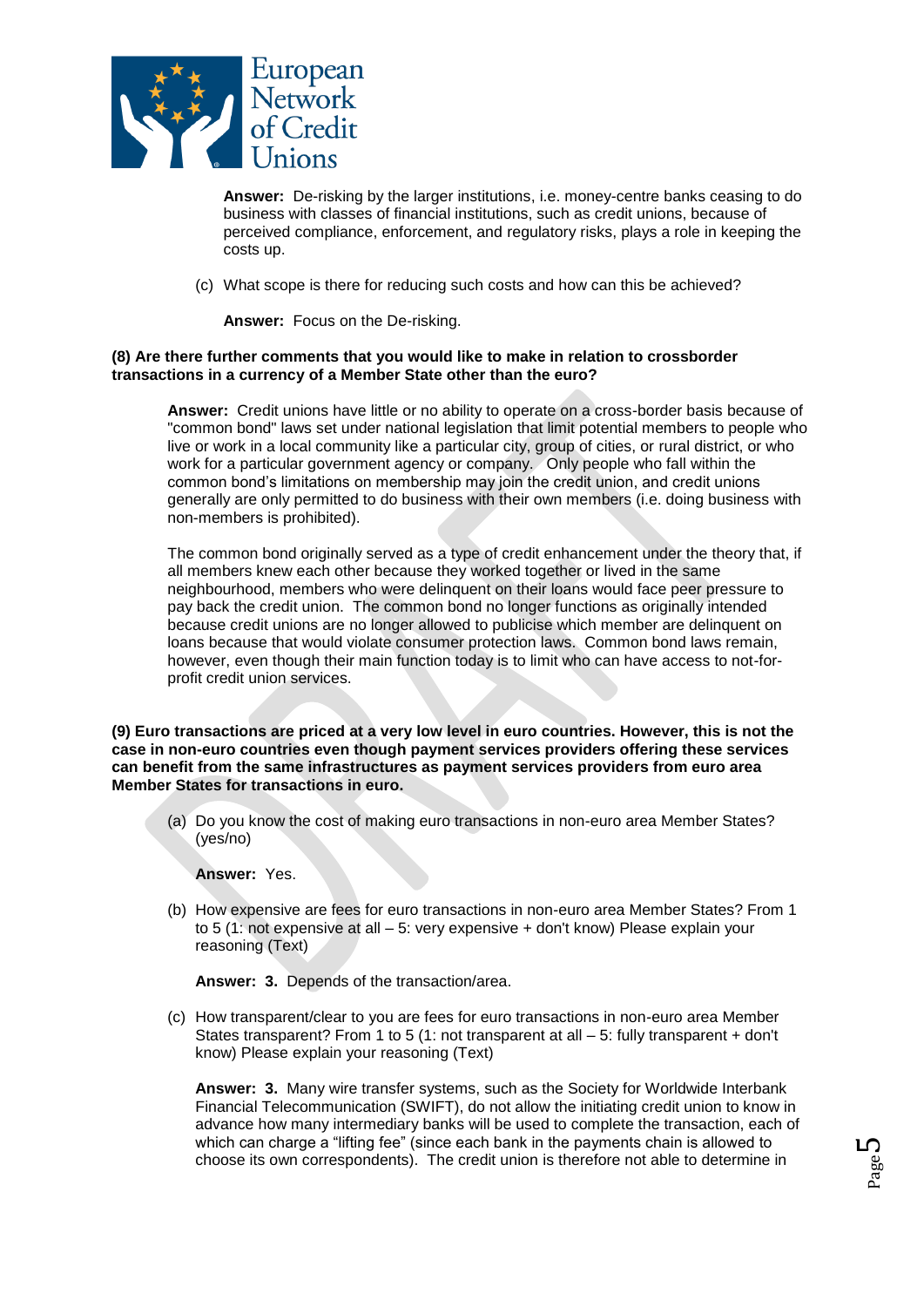**Answer:** De-risking by the larger institutions, i.e. money-centre banks ceasing to do business with classes of financial institutions, such as credit unions, because of perceived compliance, enforcement, and regulatory risks, plays a role in keeping the costs up.

(c) What scope is there for reducing such costs and how can this be achieved?

**Answer:** Focus on the De-risking.

**(8) Are there further comments that you would like to make in relation to crossborder transactions in a currency of a Member State other than the euro?**

**Answer:** Credit unions have little or no ability to operate on a cross-border basis because of "common bond" laws set under national legislation that limit potential members to people who live or work in a local community like a particular city, group of cities, or rural district, or who work for a particular government agency or company. Only people who fall within the common bond's limitations on membership may join the credit union, and credit unions generally are only permitted to do business with their own members (i.e. doing business with non-members is prohibited).

The common bond originally served as a type of credit enhancement under the theory that, if all members knew each other because they worked together or lived in the same neighbourhood, members who were delinquent on their loans would face peer pressure to pay back the credit union. The common bond no longer functions as originally intended because credit unions are no longer allowed to publicise which member are delinquent on loans because that would violate consumer protection laws. Common bond laws remain, however, even though their main function today is to limit who can have access to not-for-profit credit union services.

**(9) Euro transactions are priced at a very low level in euro countries. However, this is not the case in non-euro countries even though payment services providers offering these services can benefit from the same infrastructures as payment services providers from euro area Member States for transactions in euro.**

(a) Do you know the cost of making euro transactions in non-euro area Member States? (yes/no)

**Answer:** Yes.

(b) How expensive are fees for euro transactions in non-euro area Member States? From 1 to 5 (1: not expensive at all – 5: very expensive + don't know) Please explain your reasoning (Text)

**Answer: 3.** Depends of the transaction/area.

(c) How transparent/clear to you are fees for euro transactions in non-euro area Member States transparent? From 1 to 5 (1: not transparent at all – 5: fully transparent + don't know) Please explain your reasoning (Text)

**Answer: 3.** Many wire transfer systems, such as the Society for Worldwide Interbank Financial Telecommunication (SWIFT), do not allow the initiating credit union to know in advance how many intermediary banks will be used to complete the transaction, each of which can charge a "lifting fee" (since each bank in the payments chain is allowed to choose its own correspondents). The credit union is therefore not able to determine in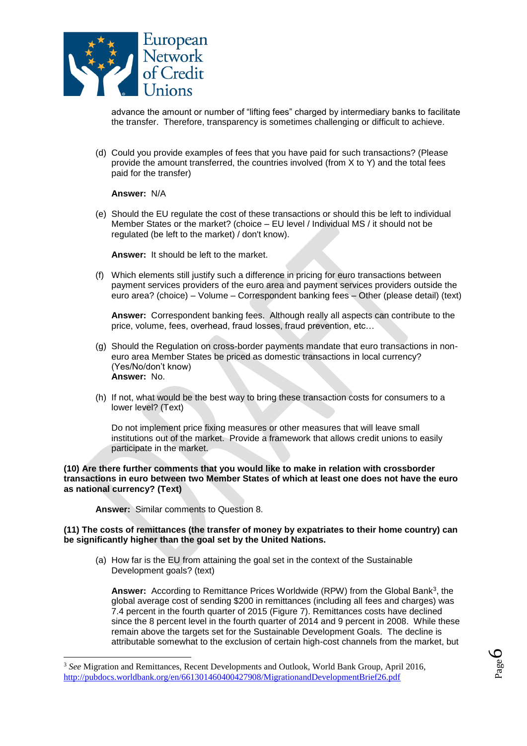advance the amount or number of "lifting fees" charged by intermediary banks to facilitate the transfer. Therefore, transparency is sometimes challenging or difficult to achieve.

(d) Could you provide examples of fees that you have paid for such transactions? (Please provide the amount transferred, the countries involved (from X to Y) and the total fees paid for the transfer)

**Answer:** N/A

(e) Should the EU regulate the cost of these transactions or should this be left to individual Member States or the market? (choice – EU level / Individual MS / it should not be regulated (be left to the market) / don't know).

**Answer:** It should be left to the market.

(f) Which elements still justify such a difference in pricing for euro transactions between payment services providers of the euro area and payment services providers outside the euro area? (choice) – Volume – Correspondent banking fees – Other (please detail) (text)

**Answer:** Correspondent banking fees. Although really all aspects can contribute to the price, volume, fees, overhead, fraud losses, fraud prevention, etc…

(g) Should the Regulation on cross-border payments mandate that euro transactions in non-euro area Member States be priced as domestic transactions in local currency? (Yes/No/don't know)
**Answer:** No.

(h) If not, what would be the best way to bring these transaction costs for consumers to a lower level? (Text)

Do not implement price fixing measures or other measures that will leave small institutions out of the market. Provide a framework that allows credit unions to easily participate in the market.

**(10) Are there further comments that you would like to make in relation with crossborder transactions in euro between two Member States of which at least one does not have the euro as national currency? (Text)**

**Answer:** Similar comments to Question 8.

**(11) The costs of remittances (the transfer of money by expatriates to their home country) can be significantly higher than the goal set by the United Nations.**

(a) How far is the EU from attaining the goal set in the context of the Sustainable Development goals? (text)

**Answer:** According to Remittance Prices Worldwide (RPW) from the Global Bank[3], the global average cost of sending $200 in remittances (including all fees and charges) was 7.4 percent in the fourth quarter of 2015 (Figure 7). Remittances costs have declined since the 8 percent level in the fourth quarter of 2014 and 9 percent in 2008. While these remain above the targets set for the Sustainable Development Goals. The decline is attributable somewhat to the exclusion of certain high-cost channels from the market, but

[3] *See* Migration and Remittances, Recent Developments and Outlook, World Bank Group, April 2016, http://pubdocs.worldbank.org/en/661301460400427908/MigrationandDevelopmentBrief26.pdf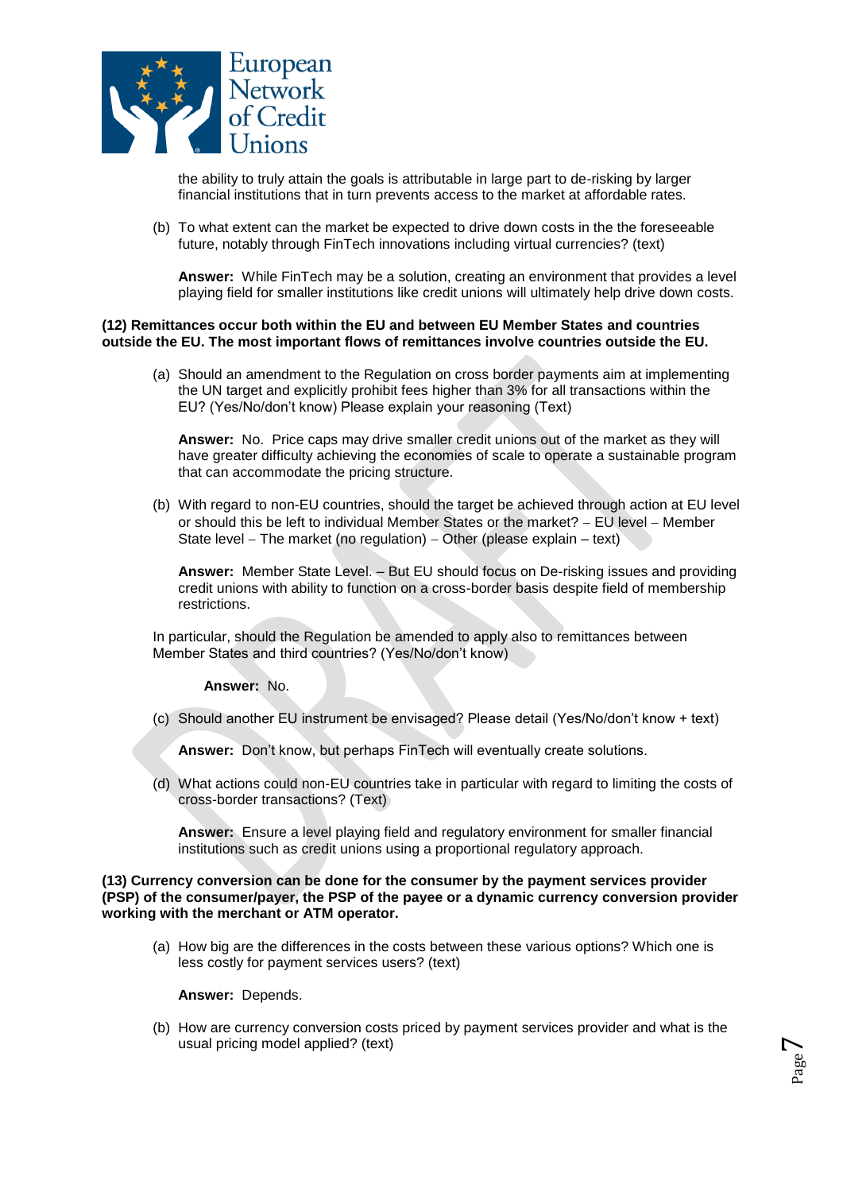the ability to truly attain the goals is attributable in large part to de-risking by larger financial institutions that in turn prevents access to the market at affordable rates.

(b) To what extent can the market be expected to drive down costs in the the foreseeable future, notably through FinTech innovations including virtual currencies? (text)

**Answer:** While FinTech may be a solution, creating an environment that provides a level playing field for smaller institutions like credit unions will ultimately help drive down costs.

**(12) Remittances occur both within the EU and between EU Member States and countries outside the EU. The most important flows of remittances involve countries outside the EU.**

(a) Should an amendment to the Regulation on cross border payments aim at implementing the UN target and explicitly prohibit fees higher than 3% for all transactions within the EU? (Yes/No/don't know) Please explain your reasoning (Text)

**Answer:** No. Price caps may drive smaller credit unions out of the market as they will have greater difficulty achieving the economies of scale to operate a sustainable program that can accommodate the pricing structure.

(b) With regard to non-EU countries, should the target be achieved through action at EU level or should this be left to individual Member States or the market? – EU level – Member State level – The market (no regulation) – Other (please explain – text)

**Answer:** Member State Level. – But EU should focus on De-risking issues and providing credit unions with ability to function on a cross-border basis despite field of membership restrictions.

In particular, should the Regulation be amended to apply also to remittances between Member States and third countries? (Yes/No/don't know)

**Answer:** No.

(c) Should another EU instrument be envisaged? Please detail (Yes/No/don't know + text)

**Answer:** Don't know, but perhaps FinTech will eventually create solutions.

(d) What actions could non-EU countries take in particular with regard to limiting the costs of cross-border transactions? (Text)

**Answer:** Ensure a level playing field and regulatory environment for smaller financial institutions such as credit unions using a proportional regulatory approach.

**(13) Currency conversion can be done for the consumer by the payment services provider (PSP) of the consumer/payer, the PSP of the payee or a dynamic currency conversion provider working with the merchant or ATM operator.**

(a) How big are the differences in the costs between these various options? Which one is less costly for payment services users? (text)

**Answer:** Depends.

(b) How are currency conversion costs priced by payment services provider and what is the usual pricing model applied? (text)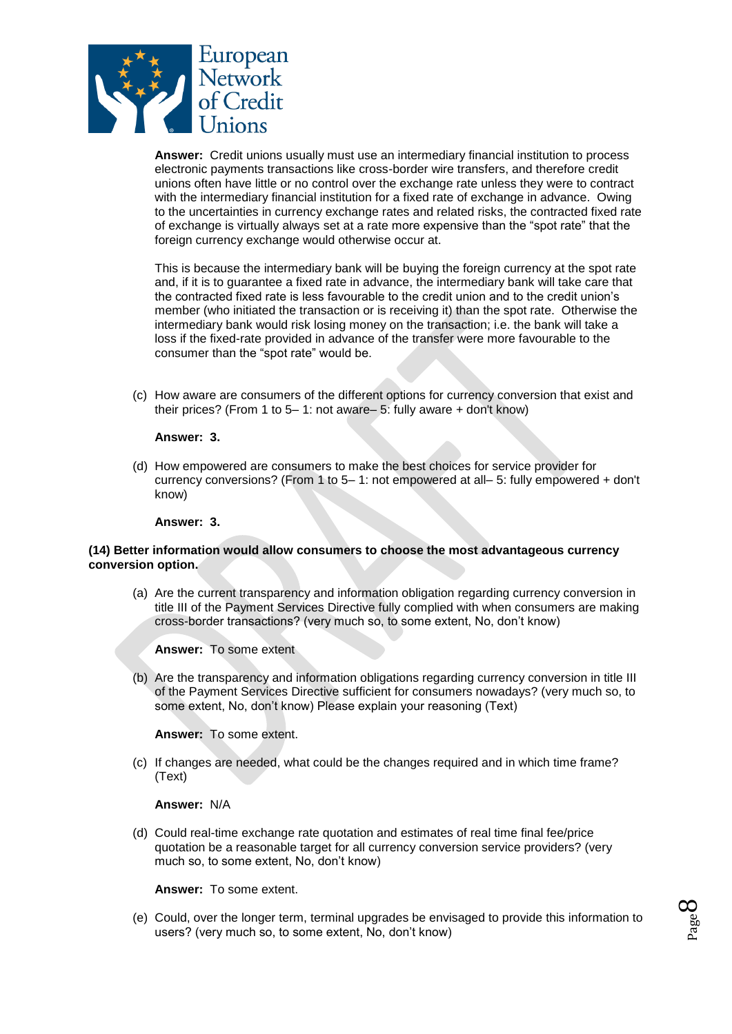**Answer:** Credit unions usually must use an intermediary financial institution to process electronic payments transactions like cross-border wire transfers, and therefore credit unions often have little or no control over the exchange rate unless they were to contract with the intermediary financial institution for a fixed rate of exchange in advance. Owing to the uncertainties in currency exchange rates and related risks, the contracted fixed rate of exchange is virtually always set at a rate more expensive than the "spot rate" that the foreign currency exchange would otherwise occur at.

This is because the intermediary bank will be buying the foreign currency at the spot rate and, if it is to guarantee a fixed rate in advance, the intermediary bank will take care that the contracted fixed rate is less favourable to the credit union and to the credit union's member (who initiated the transaction or is receiving it) than the spot rate. Otherwise the intermediary bank would risk losing money on the transaction; i.e. the bank will take a loss if the fixed-rate provided in advance of the transfer were more favourable to the consumer than the "spot rate" would be.

(c) How aware are consumers of the different options for currency conversion that exist and their prices? (From 1 to 5– 1: not aware– 5: fully aware + don't know)

**Answer: 3.**

(d) How empowered are consumers to make the best choices for service provider for currency conversions? (From 1 to 5– 1: not empowered at all– 5: fully empowered + don't know)

**Answer: 3.**

**(14) Better information would allow consumers to choose the most advantageous currency conversion option.**

(a) Are the current transparency and information obligation regarding currency conversion in title III of the Payment Services Directive fully complied with when consumers are making cross-border transactions? (very much so, to some extent, No, don't know)

**Answer:** To some extent

(b) Are the transparency and information obligations regarding currency conversion in title III of the Payment Services Directive sufficient for consumers nowadays? (very much so, to some extent, No, don't know) Please explain your reasoning (Text)

**Answer:** To some extent.

(c) If changes are needed, what could be the changes required and in which time frame? (Text)

**Answer:** N/A

(d) Could real-time exchange rate quotation and estimates of real time final fee/price quotation be a reasonable target for all currency conversion service providers? (very much so, to some extent, No, don't know)

**Answer:** To some extent.

(e) Could, over the longer term, terminal upgrades be envisaged to provide this information to users? (very much so, to some extent, No, don't know)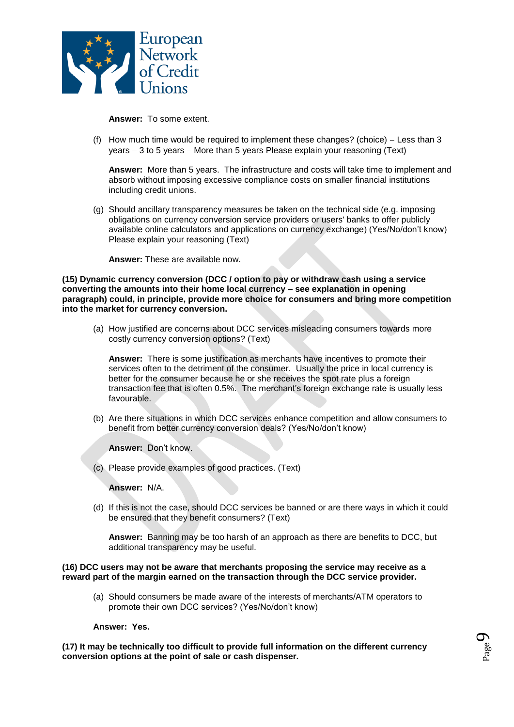**Answer:** To some extent.

(f) How much time would be required to implement these changes? (choice) – Less than 3 years – 3 to 5 years – More than 5 years Please explain your reasoning (Text)

**Answer:** More than 5 years. The infrastructure and costs will take time to implement and absorb without imposing excessive compliance costs on smaller financial institutions including credit unions.

(g) Should ancillary transparency measures be taken on the technical side (e.g. imposing obligations on currency conversion service providers or users' banks to offer publicly available online calculators and applications on currency exchange) (Yes/No/don't know) Please explain your reasoning (Text)

**Answer:** These are available now.

**(15) Dynamic currency conversion (DCC / option to pay or withdraw cash using a service converting the amounts into their home local currency – see explanation in opening paragraph) could, in principle, provide more choice for consumers and bring more competition into the market for currency conversion.**

(a) How justified are concerns about DCC services misleading consumers towards more costly currency conversion options? (Text)

**Answer:** There is some justification as merchants have incentives to promote their services often to the detriment of the consumer. Usually the price in local currency is better for the consumer because he or she receives the spot rate plus a foreign transaction fee that is often 0.5%. The merchant's foreign exchange rate is usually less favourable.

(b) Are there situations in which DCC services enhance competition and allow consumers to benefit from better currency conversion deals? (Yes/No/don't know)

**Answer:** Don't know.

(c) Please provide examples of good practices. (Text)

**Answer:** N/A.

(d) If this is not the case, should DCC services be banned or are there ways in which it could be ensured that they benefit consumers? (Text)

**Answer:** Banning may be too harsh of an approach as there are benefits to DCC, but additional transparency may be useful.

**(16) DCC users may not be aware that merchants proposing the service may receive as a reward part of the margin earned on the transaction through the DCC service provider.**

(a) Should consumers be made aware of the interests of merchants/ATM operators to promote their own DCC services? (Yes/No/don't know)

**Answer: Yes.**

**(17) It may be technically too difficult to provide full information on the different currency conversion options at the point of sale or cash dispenser.**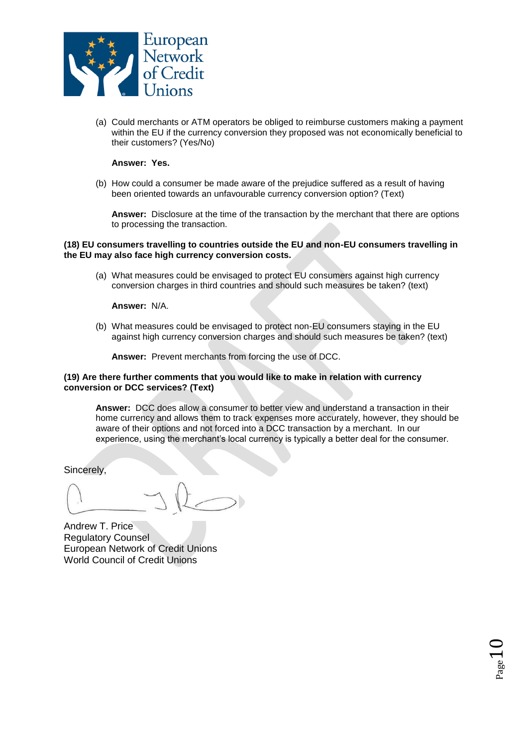(a) Could merchants or ATM operators be obliged to reimburse customers making a payment within the EU if the currency conversion they proposed was not economically beneficial to their customers? (Yes/No)

**Answer: Yes.**

(b) How could a consumer be made aware of the prejudice suffered as a result of having been oriented towards an unfavourable currency conversion option? (Text)

**Answer:** Disclosure at the time of the transaction by the merchant that there are options to processing the transaction.

**(18) EU consumers travelling to countries outside the EU and non-EU consumers travelling in the EU may also face high currency conversion costs.**

(a) What measures could be envisaged to protect EU consumers against high currency conversion charges in third countries and should such measures be taken? (text)

**Answer:** N/A.

(b) What measures could be envisaged to protect non-EU consumers staying in the EU against high currency conversion charges and should such measures be taken? (text)

**Answer:** Prevent merchants from forcing the use of DCC.

**(19) Are there further comments that you would like to make in relation with currency conversion or DCC services? (Text)**

**Answer:** DCC does allow a consumer to better view and understand a transaction in their home currency and allows them to track expenses more accurately, however, they should be aware of their options and not forced into a DCC transaction by a merchant. In our experience, using the merchant's local currency is typically a better deal for the consumer.

Sincerely,

Andrew T. Price
Regulatory Counsel
European Network of Credit Unions
World Council of Credit Unions